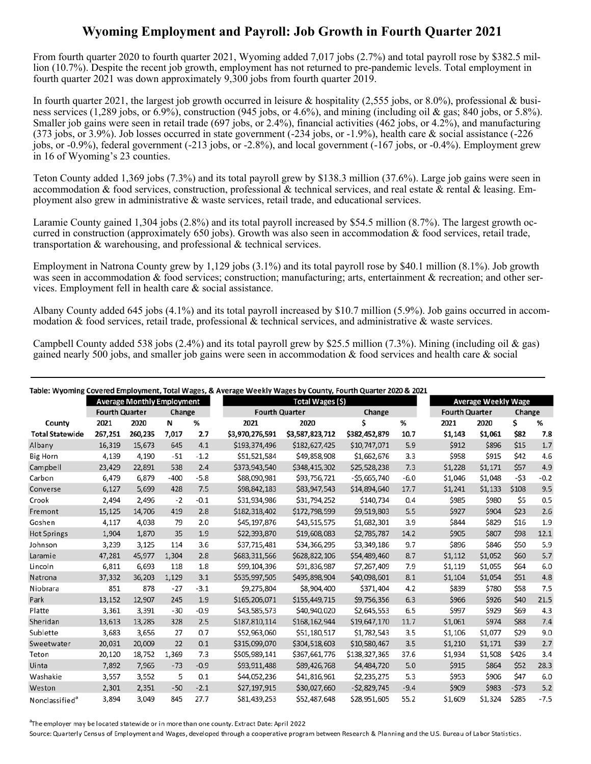# Wyoming Employment and Payroll: Job Growth in Fourth Quarter 2021

From fourth quarter 2020 to fourth quarter 2021, Wyoming added 7,017 jobs (2.7%) and total payroll rose by $382.5 million (10.7%). Despite the recent job growth, employment has not returned to pre-pandemic levels. Total employment in fourth quarter 2021 was down approximately 9,300 jobs from fourth quarter 2019.

In fourth quarter 2021, the largest job growth occurred in leisure & hospitality (2,555 jobs, or 8.0%), professional & business services (1,289 jobs, or 6.9%), construction (945 jobs, or 4.6%), and mining (including oil & gas; 840 jobs, or 5.8%). Smaller job gains were seen in retail trade (697 jobs, or 2.4%), financial activities (462 jobs, or 4.2%), and manufacturing (373 jobs, or 3.9%). Job losses occurred in state government (-234 jobs, or -1.9%), health care & social assistance (-226 jobs, or -0.9%), federal government (-213 jobs, or -2.8%), and local government (-167 jobs, or -0.4%). Employment grew in 16 of Wyoming's 23 counties.

Teton County added 1,369 jobs (7.3%) and its total payroll grew by $138.3 million (37.6%). Large job gains were seen in accommodation & food services, construction, professional & technical services, and real estate & rental & leasing. Employment also grew in administrative & waste services, retail trade, and educational services.

Laramie County gained 1,304 jobs (2.8%) and its total payroll increased by $54.5 million (8.7%). The largest growth occurred in construction (approximately 650 jobs). Growth was also seen in accommodation & food services, retail trade, transportation & warehousing, and professional & technical services.

Employment in Natrona County grew by 1,129 jobs (3.1%) and its total payroll rose by $40.1 million (8.1%). Job growth was seen in accommodation & food services; construction; manufacturing; arts, entertainment & recreation; and other services. Employment fell in health care & social assistance.

Albany County added 645 jobs (4.1%) and its total payroll increased by $10.7 million (5.9%). Job gains occurred in accommodation & food services, retail trade, professional & technical services, and administrative & waste services.

Campbell County added 538 jobs (2.4%) and its total payroll grew by $25.5 million (7.3%). Mining (including oil & gas) gained nearly 500 jobs, and smaller job gains were seen in accommodation & food services and health care & social

Table: Wyoming Covered Employment, Total Wages, & Average Weekly Wages by County, Fourth Quarter 2020 & 2021

| | Average Monthly Employment | | | | Total Wages ($) | | | | Average Weekly Wage | | | |
|---|---|---|---|---|---|---|---|---|---|---|---|---|
| | Fourth Quarter | | Change | | Fourth Quarter | | Change | | Fourth Quarter | | Change | |
| County | 2021 | 2020 | N | % | 2021 | 2020 | $ | % | 2021 | 2020 | $ | % |
| **Total Statewide** | **267,251** | **260,235** | **7,017** | **2.7** | **$3,970,276,591** | **$3,587,823,712** | **$382,452,879** | **10.7** | **$1,143** | **$1,061** | **$82** | **7.8** |
| Albany | 16,319 | 15,673 | 645 | 4.1 | $193,374,496 | $182,627,425 | $10,747,071 | 5.9 | $912 | $896 | $15 | 1.7 |
| Big Horn | 4,139 | 4,190 | -51 | -1.2 | $51,521,584 | $49,858,908 | $1,662,676 | 3.3 | $958 | $915 | $42 | 4.6 |
| Campbell | 23,429 | 22,891 | 538 | 2.4 | $373,943,540 | $348,415,302 | $25,528,238 | 7.3 | $1,228 | $1,171 | $57 | 4.9 |
| Carbon | 6,479 | 6,879 | -400 | -5.8 | $88,090,981 | $93,756,721 | -$5,665,740 | -6.0 | $1,046 | $1,048 | -$3 | -0.2 |
| Converse | 6,127 | 5,699 | 428 | 7.5 | $98,842,183 | $83,947,543 | $14,894,640 | 17.7 | $1,241 | $1,133 | $108 | 9.5 |
| Crook | 2,494 | 2,496 | -2 | -0.1 | $31,934,986 | $31,794,252 | $140,734 | 0.4 | $985 | $980 | $5 | 0.5 |
| Fremont | 15,125 | 14,706 | 419 | 2.8 | $182,318,402 | $172,798,599 | $9,519,803 | 5.5 | $927 | $904 | $23 | 2.6 |
| Goshen | 4,117 | 4,038 | 79 | 2.0 | $45,197,876 | $43,515,575 | $1,682,301 | 3.9 | $844 | $829 | $16 | 1.9 |
| Hot Springs | 1,904 | 1,870 | 35 | 1.9 | $22,393,870 | $19,608,083 | $2,785,787 | 14.2 | $905 | $807 | $98 | 12.1 |
| Johnson | 3,239 | 3,125 | 114 | 3.6 | $37,715,481 | $34,366,295 | $3,349,186 | 9.7 | $896 | $846 | $50 | 5.9 |
| Laramie | 47,281 | 45,977 | 1,304 | 2.8 | $683,311,566 | $628,822,106 | $54,489,460 | 8.7 | $1,112 | $1,052 | $60 | 5.7 |
| Lincoln | 6,811 | 6,693 | 118 | 1.8 | $99,104,396 | $91,836,987 | $7,267,409 | 7.9 | $1,119 | $1,055 | $64 | 6.0 |
| Natrona | 37,332 | 36,203 | 1,129 | 3.1 | $535,997,505 | $495,898,904 | $40,098,601 | 8.1 | $1,104 | $1,054 | $51 | 4.8 |
| Niobrara | 851 | 878 | -27 | -3.1 | $9,275,804 | $8,904,400 | $371,404 | 4.2 | $839 | $780 | $58 | 7.5 |
| Park | 13,152 | 12,907 | 245 | 1.9 | $165,206,071 | $155,449,715 | $9,756,356 | 6.3 | $966 | $926 | $40 | 21.5 |
| Platte | 3,361 | 3,391 | -30 | -0.9 | $43,585,573 | $40,940,020 | $2,645,553 | 6.5 | $997 | $929 | $69 | 4.3 |
| Sheridan | 13,613 | 13,285 | 328 | 2.5 | $187,810,114 | $168,162,944 | $19,647,170 | 11.7 | $1,061 | $974 | $88 | 7.4 |
| Sublette | 3,683 | 3,656 | 27 | 0.7 | $52,963,060 | $51,180,517 | $1,782,543 | 3.5 | $1,106 | $1,077 | $29 | 9.0 |
| Sweetwater | 20,031 | 20,009 | 22 | 0.1 | $315,099,070 | $304,518,603 | $10,580,467 | 3.5 | $1,210 | $1,171 | $39 | 2.7 |
| Teton | 20,120 | 18,752 | 1,369 | 7.3 | $505,989,141 | $367,661,776 | $138,327,365 | 37.6 | $1,934 | $1,508 | $426 | 3.4 |
| Uinta | 7,892 | 7,965 | -73 | -0.9 | $93,911,488 | $89,426,768 | $4,484,720 | 5.0 | $915 | $864 | $52 | 28.3 |
| Washakie | 3,557 | 3,552 | 5 | 0.1 | $44,052,236 | $41,816,961 | $2,235,275 | 5.3 | $953 | $906 | $47 | 6.0 |
| Weston | 2,301 | 2,351 | -50 | -2.1 | $27,197,915 | $30,027,660 | -$2,829,745 | -9.4 | $909 | $983 | -$73 | 5.2 |
| Nonclassified[a] | 3,894 | 3,049 | 845 | 27.7 | $81,439,253 | $52,487,648 | $28,951,605 | 55.2 | $1,609 | $1,324 | $285 | -7.5 |

[a]The employer may be located statewide or in more than one county. Extract Date: April 2022

Source: Quarterly Census of Employment and Wages, developed through a cooperative program between Research & Planning and the U.S. Bureau of Labor Statistics.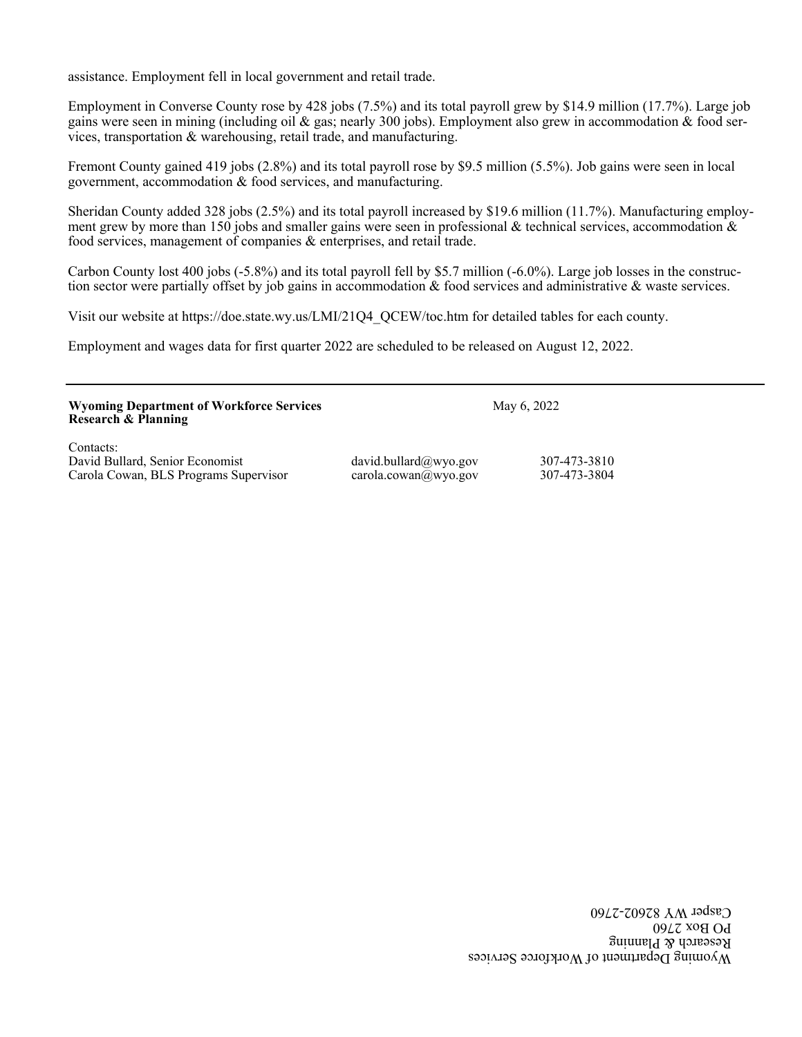assistance. Employment fell in local government and retail trade.

Employment in Converse County rose by 428 jobs (7.5%) and its total payroll grew by $14.9 million (17.7%). Large job gains were seen in mining (including oil & gas; nearly 300 jobs). Employment also grew in accommodation & food services, transportation & warehousing, retail trade, and manufacturing.

Fremont County gained 419 jobs (2.8%) and its total payroll rose by $9.5 million (5.5%). Job gains were seen in local government, accommodation & food services, and manufacturing.

Sheridan County added 328 jobs (2.5%) and its total payroll increased by $19.6 million (11.7%). Manufacturing employment grew by more than 150 jobs and smaller gains were seen in professional & technical services, accommodation & food services, management of companies & enterprises, and retail trade.

Carbon County lost 400 jobs (-5.8%) and its total payroll fell by $5.7 million (-6.0%). Large job losses in the construction sector were partially offset by job gains in accommodation & food services and administrative & waste services.

Visit our website at https://doe.state.wy.us/LMI/21Q4_QCEW/toc.htm for detailed tables for each county.

Employment and wages data for first quarter 2022 are scheduled to be released on August 12, 2022.

---

**Wyoming Department of Workforce Services**
**Research & Planning**

May 6, 2022

Contacts:

| | | |
|---|---|---|
| David Bullard, Senior Economist | david.bullard@wyo.gov | 307-473-3810 |
| Carola Cowan, BLS Programs Supervisor | carola.cowan@wyo.gov | 307-473-3804 |

Wyoming Department of Workforce Services
Research & Planning
PO Box 2760
Casper WY 82602-2760